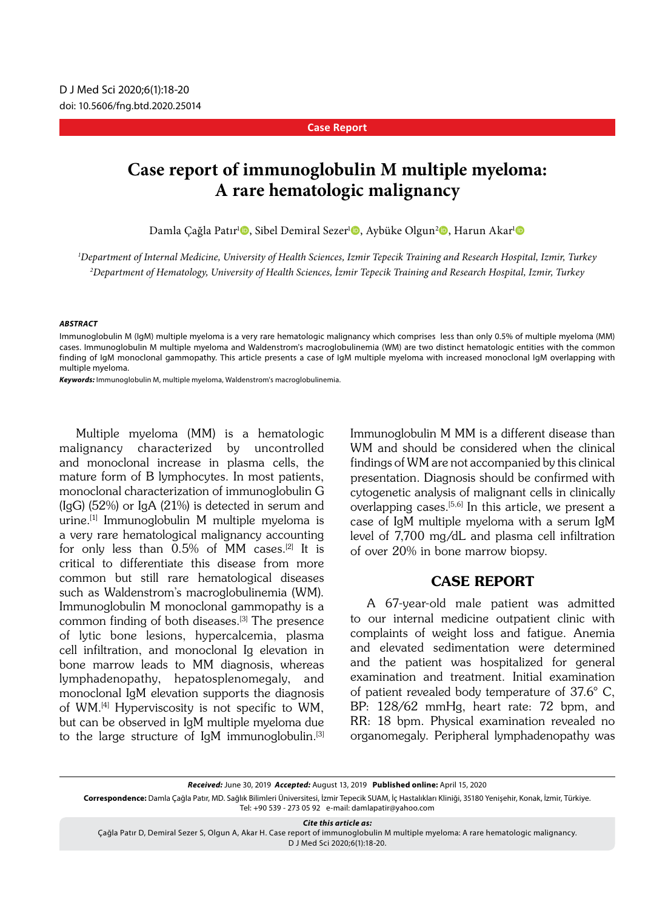Case Report

# Case report of immunoglobulin M multiple myeloma: A rare hematologic malignancy

Damla Çağla Patır[1], Sibel Demiral Sezer[1], Aybüke Olgun[2], Harun Akar[1]

[1]Department of Internal Medicine, University of Health Sciences, Izmir Tepecik Training and Research Hospital, Izmir, Turkey
[2]Department of Hematology, University of Health Sciences, İzmir Tepecik Training and Research Hospital, Izmir, Turkey

***ABSTRACT***

Immunoglobulin M (IgM) multiple myeloma is a very rare hematologic malignancy which comprises less than only 0.5% of multiple myeloma (MM) cases. Immunoglobulin M multiple myeloma and Waldenstrom's macroglobulinemia (WM) are two distinct hematologic entities with the common finding of IgM monoclonal gammopathy. This article presents a case of IgM multiple myeloma with increased monoclonal IgM overlapping with multiple myeloma.

***Keywords:*** Immunoglobulin M, multiple myeloma, Waldenstrom's macroglobulinemia.

Multiple myeloma (MM) is a hematologic malignancy characterized by uncontrolled and monoclonal increase in plasma cells, the mature form of B lymphocytes. In most patients, monoclonal characterization of immunoglobulin G (IgG) (52%) or IgA (21%) is detected in serum and urine.[1] Immunoglobulin M multiple myeloma is a very rare hematological malignancy accounting for only less than 0.5% of MM cases.[2] It is critical to differentiate this disease from more common but still rare hematological diseases such as Waldenstrom's macroglobulinemia (WM). Immunoglobulin M monoclonal gammopathy is a common finding of both diseases.[3] The presence of lytic bone lesions, hypercalcemia, plasma cell infiltration, and monoclonal Ig elevation in bone marrow leads to MM diagnosis, whereas lymphadenopathy, hepatosplenomegaly, and monoclonal IgM elevation supports the diagnosis of WM.[4] Hyperviscosity is not specific to WM, but can be observed in IgM multiple myeloma due to the large structure of IgM immunoglobulin.[3] Immunoglobulin M MM is a different disease than WM and should be considered when the clinical findings of WM are not accompanied by this clinical presentation. Diagnosis should be confirmed with cytogenetic analysis of malignant cells in clinically overlapping cases.[5,6] In this article, we present a case of IgM multiple myeloma with a serum IgM level of 7,700 mg/dL and plasma cell infiltration of over 20% in bone marrow biopsy.

## CASE REPORT

A 67-year-old male patient was admitted to our internal medicine outpatient clinic with complaints of weight loss and fatigue. Anemia and elevated sedimentation were determined and the patient was hospitalized for general examination and treatment. Initial examination of patient revealed body temperature of 37.6° C, BP: 128/62 mmHg, heart rate: 72 bpm, and RR: 18 bpm. Physical examination revealed no organomegaly. Peripheral lymphadenopathy was

***Received:*** June 30, 2019 ***Accepted:*** August 13, 2019 **Published online:** April 15, 2020

**Correspondence:** Damla Çağla Patır, MD. Sağlık Bilimleri Üniversitesi, İzmir Tepecik SUAM, İç Hastalıkları Kliniği, 35180 Yenişehir, Konak, İzmir, Türkiye.
Tel: +90 539 - 273 05 92 e-mail: damlapatir@yahoo.com

***Cite this article as:***
Çağla Patır D, Demiral Sezer S, Olgun A, Akar H. Case report of immunoglobulin M multiple myeloma: A rare hematologic malignancy. D J Med Sci 2020;6(1):18-20.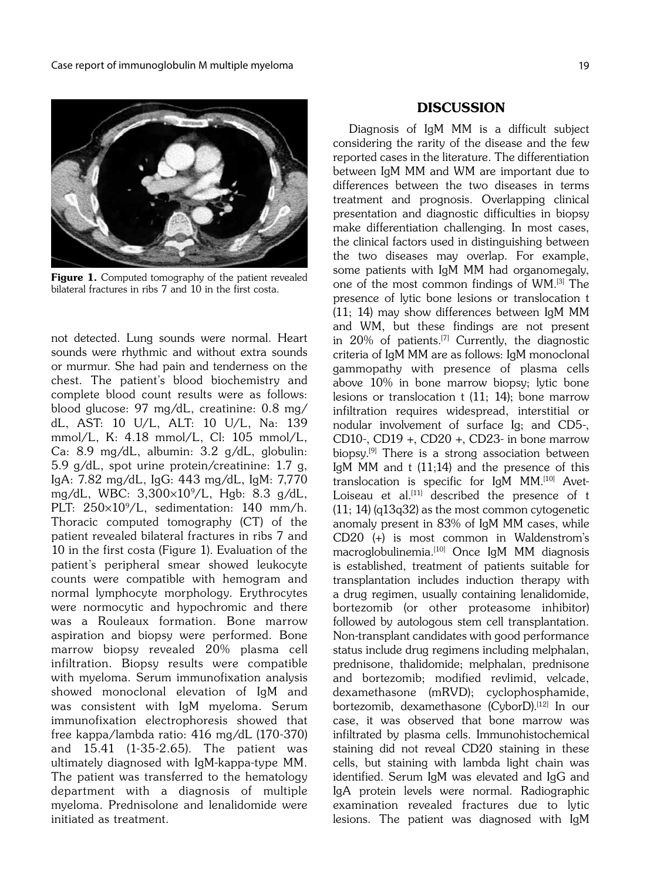Figure 1. Computed tomography of the patient revealed bilateral fractures in ribs 7 and 10 in the first costa.

not detected. Lung sounds were normal. Heart sounds were rhythmic and without extra sounds or murmur. She had pain and tenderness on the chest. The patient's blood biochemistry and complete blood count results were as follows: blood glucose: 97 mg/dL, creatinine: 0.8 mg/dL, AST: 10 U/L, ALT: 10 U/L, Na: 139 mmol/L, K: 4.18 mmol/L, Cl: 105 mmol/L, Ca: 8.9 mg/dL, albumin: 3.2 g/dL, globulin: 5.9 g/dL, spot urine protein/creatinine: 1.7 g, IgA: 7.82 mg/dL, IgG: 443 mg/dL, IgM: 7,770 mg/dL, WBC: $3,300 \times 10^9$/L, Hgb: 8.3 g/dL, PLT: $250 \times 10^9$/L, sedimentation: 140 mm/h. Thoracic computed tomography (CT) of the patient revealed bilateral fractures in ribs 7 and 10 in the first costa (Figure 1). Evaluation of the patient's peripheral smear showed leukocyte counts were compatible with hemogram and normal lymphocyte morphology. Erythrocytes were normocytic and hypochromic and there was a Rouleaux formation. Bone marrow aspiration and biopsy were performed. Bone marrow biopsy revealed 20% plasma cell infiltration. Biopsy results were compatible with myeloma. Serum immunofixation analysis showed monoclonal elevation of IgM and was consistent with IgM myeloma. Serum immunofixation electrophoresis showed that free kappa/lambda ratio: 416 mg/dL (170-370) and 15.41 (1-35-2.65). The patient was ultimately diagnosed with IgM-kappa-type MM. The patient was transferred to the hematology department with a diagnosis of multiple myeloma. Prednisolone and lenalidomide were initiated as treatment.

## DISCUSSION

Diagnosis of IgM MM is a difficult subject considering the rarity of the disease and the few reported cases in the literature. The differentiation between IgM MM and WM are important due to differences between the two diseases in terms treatment and prognosis. Overlapping clinical presentation and diagnostic difficulties in biopsy make differentiation challenging. In most cases, the clinical factors used in distinguishing between the two diseases may overlap. For example, some patients with IgM MM had organomegaly, one of the most common findings of WM.[3] The presence of lytic bone lesions or translocation t (11; 14) may show differences between IgM MM and WM, but these findings are not present in 20% of patients.[7] Currently, the diagnostic criteria of IgM MM are as follows: IgM monoclonal gammopathy with presence of plasma cells above 10% in bone marrow biopsy; lytic bone lesions or translocation t (11; 14); bone marrow infiltration requires widespread, interstitial or nodular involvement of surface Ig; and CD5-, CD10-, CD19 +, CD20 +, CD23- in bone marrow biopsy.[9] There is a strong association between IgM MM and t (11;14) and the presence of this translocation is specific for IgM MM.[10] Avet-Loiseau et al.[11] described the presence of t (11; 14) (q13q32) as the most common cytogenetic anomaly present in 83% of IgM MM cases, while CD20 (+) is most common in Waldenstrom's macroglobulinemia.[10] Once IgM MM diagnosis is established, treatment of patients suitable for transplantation includes induction therapy with a drug regimen, usually containing lenalidomide, bortezomib (or other proteasome inhibitor) followed by autologous stem cell transplantation. Non-transplant candidates with good performance status include drug regimens including melphalan, prednisone, thalidomide; melphalan, prednisone and bortezomib; modified revlimid, velcade, dexamethasone (mRVD); cyclophosphamide, bortezomib, dexamethasone (CyborD).[12] In our case, it was observed that bone marrow was infiltrated by plasma cells. Immunohistochemical staining did not reveal CD20 staining in these cells, but staining with lambda light chain was identified. Serum IgM was elevated and IgG and IgA protein levels were normal. Radiographic examination revealed fractures due to lytic lesions. The patient was diagnosed with IgM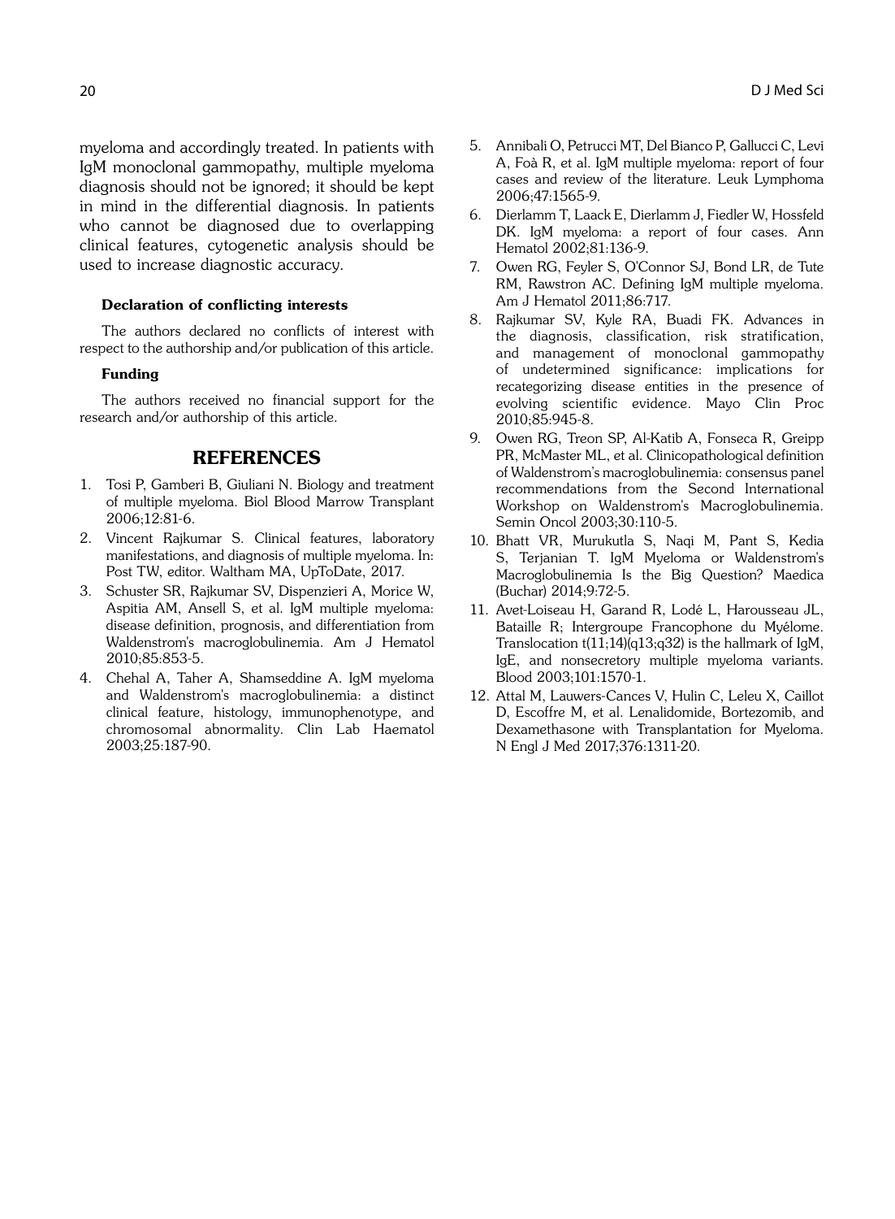myeloma and accordingly treated. In patients with IgM monoclonal gammopathy, multiple myeloma diagnosis should not be ignored; it should be kept in mind in the differential diagnosis. In patients who cannot be diagnosed due to overlapping clinical features, cytogenetic analysis should be used to increase diagnostic accuracy.

#### Declaration of conflicting interests

The authors declared no conflicts of interest with respect to the authorship and/or publication of this article.

#### Funding

The authors received no financial support for the research and/or authorship of this article.

## REFERENCES

1. Tosi P, Gamberi B, Giuliani N. Biology and treatment of multiple myeloma. Biol Blood Marrow Transplant 2006;12:81-6.
2. Vincent Rajkumar S. Clinical features, laboratory manifestations, and diagnosis of multiple myeloma. In: Post TW, editor. Waltham MA, UpToDate, 2017.
3. Schuster SR, Rajkumar SV, Dispenzieri A, Morice W, Aspitia AM, Ansell S, et al. IgM multiple myeloma: disease definition, prognosis, and differentiation from Waldenstrom's macroglobulinemia. Am J Hematol 2010;85:853-5.
4. Chehal A, Taher A, Shamseddine A. IgM myeloma and Waldenstrom's macroglobulinemia: a distinct clinical feature, histology, immunophenotype, and chromosomal abnormality. Clin Lab Haematol 2003;25:187-90.
5. Annibali O, Petrucci MT, Del Bianco P, Gallucci C, Levi A, Foà R, et al. IgM multiple myeloma: report of four cases and review of the literature. Leuk Lymphoma 2006;47:1565-9.
6. Dierlamm T, Laack E, Dierlamm J, Fiedler W, Hossfeld DK. IgM myeloma: a report of four cases. Ann Hematol 2002;81:136-9.
7. Owen RG, Feyler S, O'Connor SJ, Bond LR, de Tute RM, Rawstron AC. Defining IgM multiple myeloma. Am J Hematol 2011;86:717.
8. Rajkumar SV, Kyle RA, Buadi FK. Advances in the diagnosis, classification, risk stratification, and management of monoclonal gammopathy of undetermined significance: implications for recategorizing disease entities in the presence of evolving scientific evidence. Mayo Clin Proc 2010;85:945-8.
9. Owen RG, Treon SP, Al-Katib A, Fonseca R, Greipp PR, McMaster ML, et al. Clinicopathological definition of Waldenstrom's macroglobulinemia: consensus panel recommendations from the Second International Workshop on Waldenstrom's Macroglobulinemia. Semin Oncol 2003;30:110-5.
10. Bhatt VR, Murukutla S, Naqi M, Pant S, Kedia S, Terjanian T. IgM Myeloma or Waldenstrom's Macroglobulinemia Is the Big Question? Maedica (Buchar) 2014;9:72-5.
11. Avet-Loiseau H, Garand R, Lodé L, Harousseau JL, Bataille R; Intergroupe Francophone du Myélome. Translocation t(11;14)(q13;q32) is the hallmark of IgM, IgE, and nonsecretory multiple myeloma variants. Blood 2003;101:1570-1.
12. Attal M, Lauwers-Cances V, Hulin C, Leleu X, Caillot D, Escoffre M, et al. Lenalidomide, Bortezomib, and Dexamethasone with Transplantation for Myeloma. N Engl J Med 2017;376:1311-20.